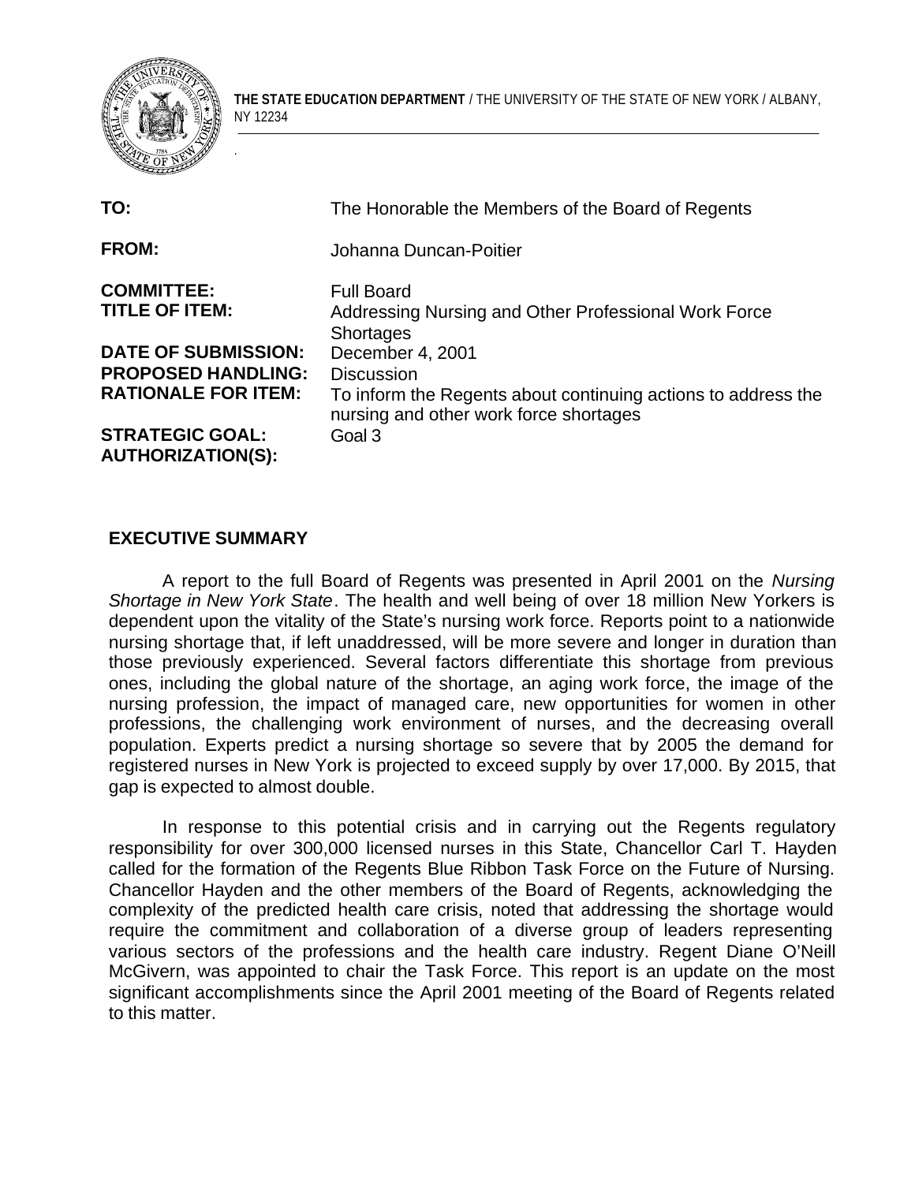**THE STATE EDUCATION DEPARTMENT** / THE UNIVERSITY OF THE STATE OF NEW YORK / ALBANY, NY 12234

| | |
|---|---|
| **TO:** | The Honorable the Members of the Board of Regents |
| **FROM:** | Johanna Duncan-Poitier |
| **COMMITTEE:** | Full Board |
| **TITLE OF ITEM:** | Addressing Nursing and Other Professional Work Force Shortages |
| **DATE OF SUBMISSION:** | December 4, 2001 |
| **PROPOSED HANDLING:** | Discussion |
| **RATIONALE FOR ITEM:** | To inform the Regents about continuing actions to address the nursing and other work force shortages |
| **STRATEGIC GOAL:** | Goal 3 |
| **AUTHORIZATION(S):** | |

## EXECUTIVE SUMMARY

A report to the full Board of Regents was presented in April 2001 on the *Nursing Shortage in New York State*. The health and well being of over 18 million New Yorkers is dependent upon the vitality of the State's nursing work force. Reports point to a nationwide nursing shortage that, if left unaddressed, will be more severe and longer in duration than those previously experienced. Several factors differentiate this shortage from previous ones, including the global nature of the shortage, an aging work force, the image of the nursing profession, the impact of managed care, new opportunities for women in other professions, the challenging work environment of nurses, and the decreasing overall population. Experts predict a nursing shortage so severe that by 2005 the demand for registered nurses in New York is projected to exceed supply by over 17,000. By 2015, that gap is expected to almost double.

In response to this potential crisis and in carrying out the Regents regulatory responsibility for over 300,000 licensed nurses in this State, Chancellor Carl T. Hayden called for the formation of the Regents Blue Ribbon Task Force on the Future of Nursing. Chancellor Hayden and the other members of the Board of Regents, acknowledging the complexity of the predicted health care crisis, noted that addressing the shortage would require the commitment and collaboration of a diverse group of leaders representing various sectors of the professions and the health care industry. Regent Diane O'Neill McGivern, was appointed to chair the Task Force. This report is an update on the most significant accomplishments since the April 2001 meeting of the Board of Regents related to this matter.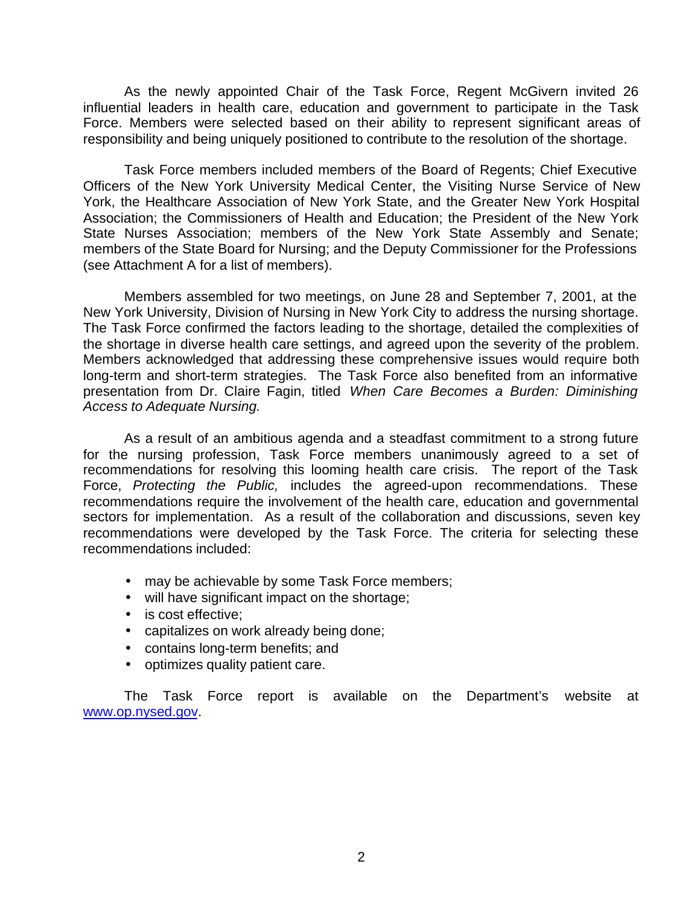As the newly appointed Chair of the Task Force, Regent McGivern invited 26 influential leaders in health care, education and government to participate in the Task Force. Members were selected based on their ability to represent significant areas of responsibility and being uniquely positioned to contribute to the resolution of the shortage.

Task Force members included members of the Board of Regents; Chief Executive Officers of the New York University Medical Center, the Visiting Nurse Service of New York, the Healthcare Association of New York State, and the Greater New York Hospital Association; the Commissioners of Health and Education; the President of the New York State Nurses Association; members of the New York State Assembly and Senate; members of the State Board for Nursing; and the Deputy Commissioner for the Professions (see Attachment A for a list of members).

Members assembled for two meetings, on June 28 and September 7, 2001, at the New York University, Division of Nursing in New York City to address the nursing shortage. The Task Force confirmed the factors leading to the shortage, detailed the complexities of the shortage in diverse health care settings, and agreed upon the severity of the problem. Members acknowledged that addressing these comprehensive issues would require both long-term and short-term strategies. The Task Force also benefited from an informative presentation from Dr. Claire Fagin, titled *When Care Becomes a Burden: Diminishing Access to Adequate Nursing.*

As a result of an ambitious agenda and a steadfast commitment to a strong future for the nursing profession, Task Force members unanimously agreed to a set of recommendations for resolving this looming health care crisis. The report of the Task Force, *Protecting the Public,* includes the agreed-upon recommendations. These recommendations require the involvement of the health care, education and governmental sectors for implementation. As a result of the collaboration and discussions, seven key recommendations were developed by the Task Force. The criteria for selecting these recommendations included:

- may be achievable by some Task Force members;
- will have significant impact on the shortage;
- is cost effective;
- capitalizes on work already being done;
- contains long-term benefits; and
- optimizes quality patient care.

The Task Force report is available on the Department's website at www.op.nysed.gov.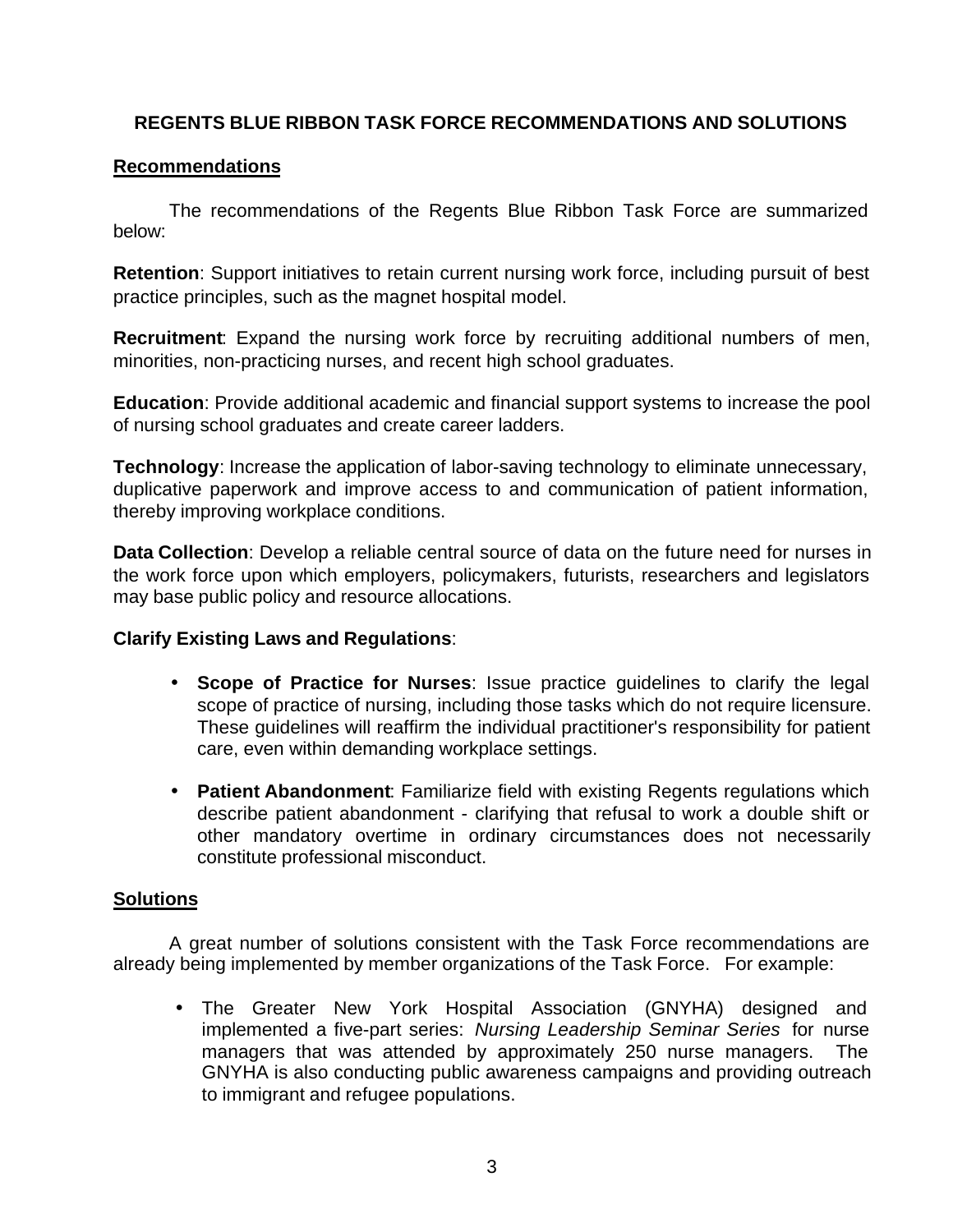## REGENTS BLUE RIBBON TASK FORCE RECOMMENDATIONS AND SOLUTIONS

### Recommendations

The recommendations of the Regents Blue Ribbon Task Force are summarized below:

**Retention**: Support initiatives to retain current nursing work force, including pursuit of best practice principles, such as the magnet hospital model.

**Recruitment**: Expand the nursing work force by recruiting additional numbers of men, minorities, non-practicing nurses, and recent high school graduates.

**Education**: Provide additional academic and financial support systems to increase the pool of nursing school graduates and create career ladders.

**Technology**: Increase the application of labor-saving technology to eliminate unnecessary, duplicative paperwork and improve access to and communication of patient information, thereby improving workplace conditions.

**Data Collection**: Develop a reliable central source of data on the future need for nurses in the work force upon which employers, policymakers, futurists, researchers and legislators may base public policy and resource allocations.

**Clarify Existing Laws and Regulations**:

- **Scope of Practice for Nurses**: Issue practice guidelines to clarify the legal scope of practice of nursing, including those tasks which do not require licensure. These guidelines will reaffirm the individual practitioner's responsibility for patient care, even within demanding workplace settings.
- **Patient Abandonment**: Familiarize field with existing Regents regulations which describe patient abandonment - clarifying that refusal to work a double shift or other mandatory overtime in ordinary circumstances does not necessarily constitute professional misconduct.

### Solutions

A great number of solutions consistent with the Task Force recommendations are already being implemented by member organizations of the Task Force. For example:

- The Greater New York Hospital Association (GNYHA) designed and implemented a five-part series: *Nursing Leadership Seminar Series* for nurse managers that was attended by approximately 250 nurse managers. The GNYHA is also conducting public awareness campaigns and providing outreach to immigrant and refugee populations.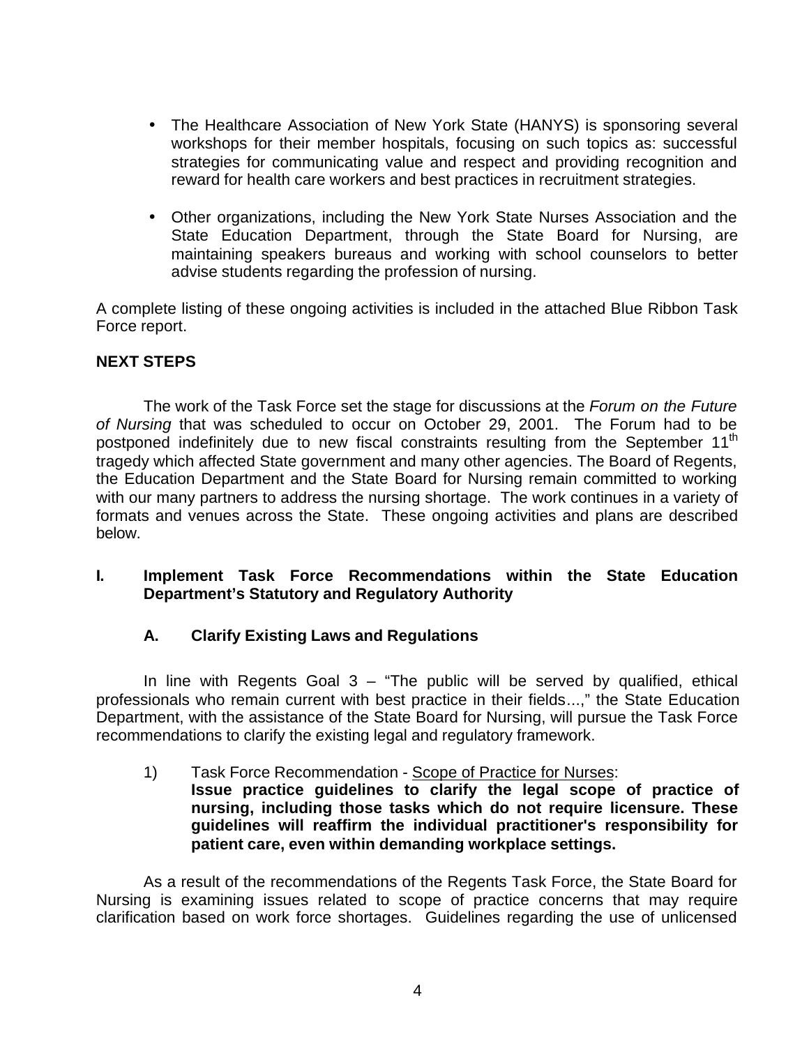- The Healthcare Association of New York State (HANYS) is sponsoring several workshops for their member hospitals, focusing on such topics as: successful strategies for communicating value and respect and providing recognition and reward for health care workers and best practices in recruitment strategies.

- Other organizations, including the New York State Nurses Association and the State Education Department, through the State Board for Nursing, are maintaining speakers bureaus and working with school counselors to better advise students regarding the profession of nursing.

A complete listing of these ongoing activities is included in the attached Blue Ribbon Task Force report.

## NEXT STEPS

The work of the Task Force set the stage for discussions at the *Forum on the Future of Nursing* that was scheduled to occur on October 29, 2001. The Forum had to be postponed indefinitely due to new fiscal constraints resulting from the September 11th tragedy which affected State government and many other agencies. The Board of Regents, the Education Department and the State Board for Nursing remain committed to working with our many partners to address the nursing shortage. The work continues in a variety of formats and venues across the State. These ongoing activities and plans are described below.

### I. Implement Task Force Recommendations within the State Education Department's Statutory and Regulatory Authority

#### A. Clarify Existing Laws and Regulations

In line with Regents Goal 3 – "The public will be served by qualified, ethical professionals who remain current with best practice in their fields...," the State Education Department, with the assistance of the State Board for Nursing, will pursue the Task Force recommendations to clarify the existing legal and regulatory framework.

1) Task Force Recommendation - Scope of Practice for Nurses:
**Issue practice guidelines to clarify the legal scope of practice of nursing, including those tasks which do not require licensure. These guidelines will reaffirm the individual practitioner's responsibility for patient care, even within demanding workplace settings.**

As a result of the recommendations of the Regents Task Force, the State Board for Nursing is examining issues related to scope of practice concerns that may require clarification based on work force shortages. Guidelines regarding the use of unlicensed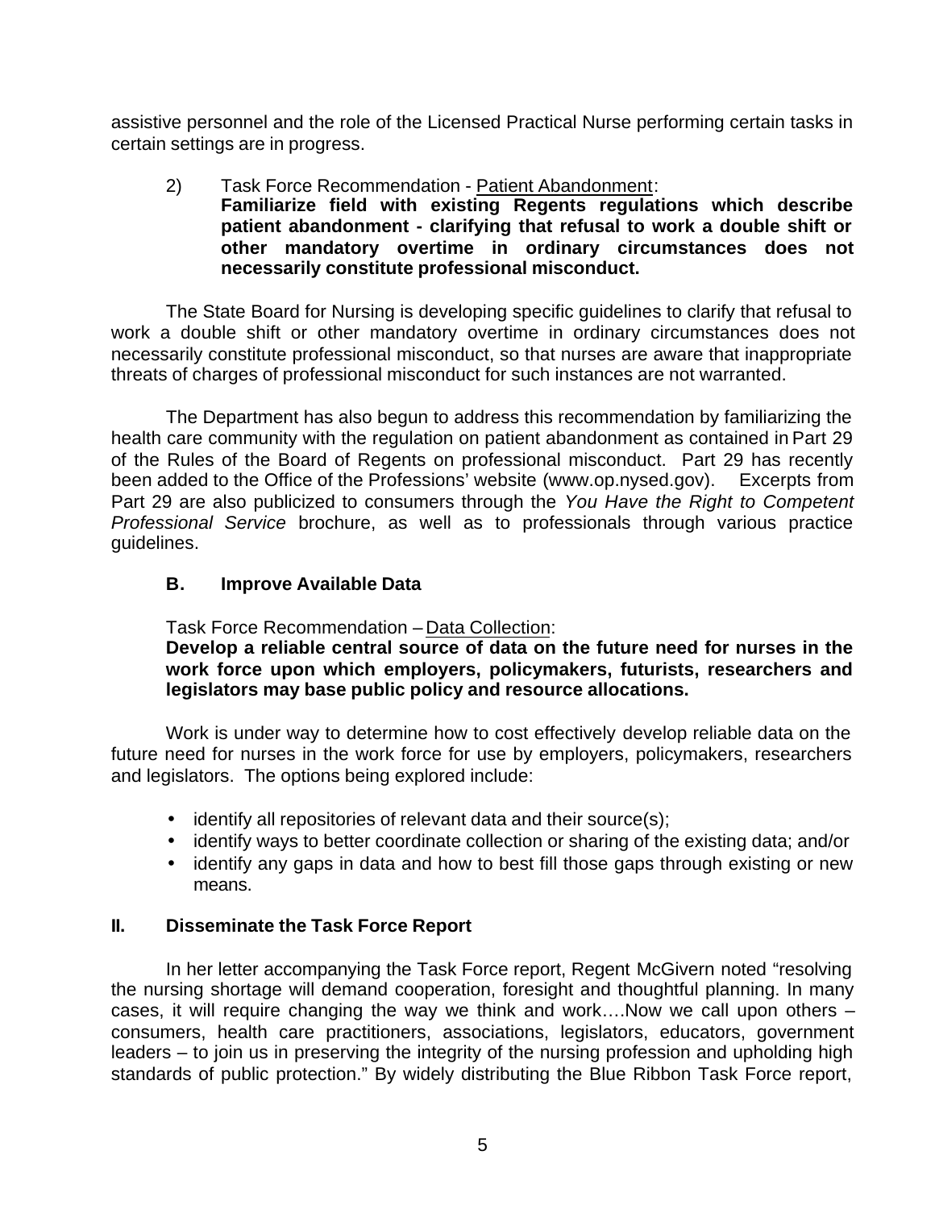assistive personnel and the role of the Licensed Practical Nurse performing certain tasks in certain settings are in progress.

2) Task Force Recommendation - Patient Abandonment:
**Familiarize field with existing Regents regulations which describe patient abandonment - clarifying that refusal to work a double shift or other mandatory overtime in ordinary circumstances does not necessarily constitute professional misconduct.**

The State Board for Nursing is developing specific guidelines to clarify that refusal to work a double shift or other mandatory overtime in ordinary circumstances does not necessarily constitute professional misconduct, so that nurses are aware that inappropriate threats of charges of professional misconduct for such instances are not warranted.

The Department has also begun to address this recommendation by familiarizing the health care community with the regulation on patient abandonment as contained in Part 29 of the Rules of the Board of Regents on professional misconduct. Part 29 has recently been added to the Office of the Professions' website (www.op.nysed.gov). Excerpts from Part 29 are also publicized to consumers through the *You Have the Right to Competent Professional Service* brochure, as well as to professionals through various practice guidelines.

### B. Improve Available Data

Task Force Recommendation – Data Collection:
**Develop a reliable central source of data on the future need for nurses in the work force upon which employers, policymakers, futurists, researchers and legislators may base public policy and resource allocations.**

Work is under way to determine how to cost effectively develop reliable data on the future need for nurses in the work force for use by employers, policymakers, researchers and legislators. The options being explored include:

- identify all repositories of relevant data and their source(s);
- identify ways to better coordinate collection or sharing of the existing data; and/or
- identify any gaps in data and how to best fill those gaps through existing or new means.

## II. Disseminate the Task Force Report

In her letter accompanying the Task Force report, Regent McGivern noted "resolving the nursing shortage will demand cooperation, foresight and thoughtful planning. In many cases, it will require changing the way we think and work….Now we call upon others – consumers, health care practitioners, associations, legislators, educators, government leaders – to join us in preserving the integrity of the nursing profession and upholding high standards of public protection." By widely distributing the Blue Ribbon Task Force report,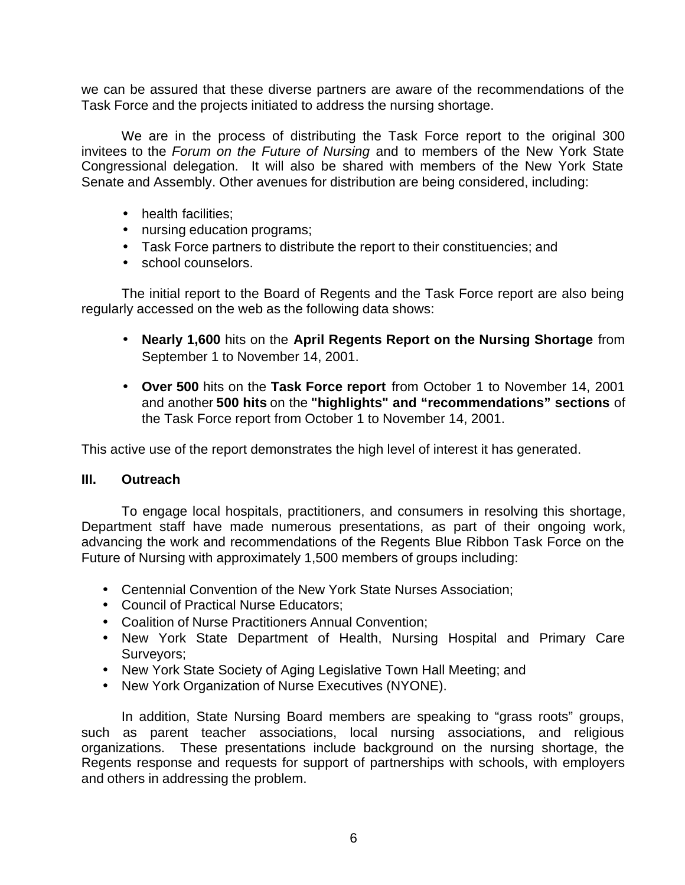we can be assured that these diverse partners are aware of the recommendations of the Task Force and the projects initiated to address the nursing shortage.

We are in the process of distributing the Task Force report to the original 300 invitees to the *Forum on the Future of Nursing* and to members of the New York State Congressional delegation. It will also be shared with members of the New York State Senate and Assembly. Other avenues for distribution are being considered, including:

- health facilities;
- nursing education programs;
- Task Force partners to distribute the report to their constituencies; and
- school counselors.

The initial report to the Board of Regents and the Task Force report are also being regularly accessed on the web as the following data shows:

- **Nearly 1,600** hits on the **April Regents Report on the Nursing Shortage** from September 1 to November 14, 2001.

- **Over 500** hits on the **Task Force report** from October 1 to November 14, 2001 and another **500 hits** on the **"highlights" and "recommendations" sections** of the Task Force report from October 1 to November 14, 2001.

This active use of the report demonstrates the high level of interest it has generated.

## III. Outreach

To engage local hospitals, practitioners, and consumers in resolving this shortage, Department staff have made numerous presentations, as part of their ongoing work, advancing the work and recommendations of the Regents Blue Ribbon Task Force on the Future of Nursing with approximately 1,500 members of groups including:

- Centennial Convention of the New York State Nurses Association;
- Council of Practical Nurse Educators;
- Coalition of Nurse Practitioners Annual Convention;
- New York State Department of Health, Nursing Hospital and Primary Care Surveyors;
- New York State Society of Aging Legislative Town Hall Meeting; and
- New York Organization of Nurse Executives (NYONE).

In addition, State Nursing Board members are speaking to "grass roots" groups, such as parent teacher associations, local nursing associations, and religious organizations. These presentations include background on the nursing shortage, the Regents response and requests for support of partnerships with schools, with employers and others in addressing the problem.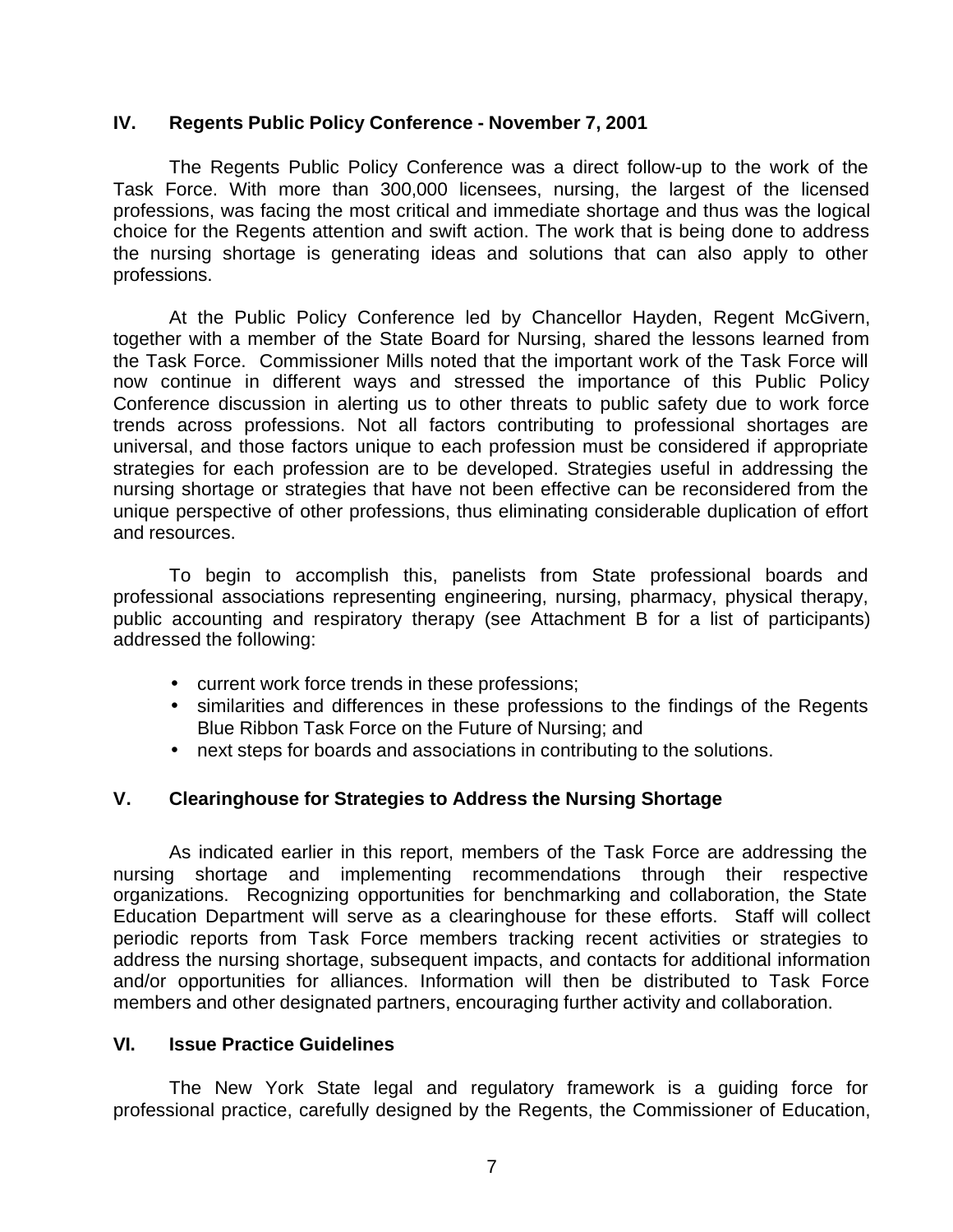## IV. Regents Public Policy Conference - November 7, 2001

The Regents Public Policy Conference was a direct follow-up to the work of the Task Force. With more than 300,000 licensees, nursing, the largest of the licensed professions, was facing the most critical and immediate shortage and thus was the logical choice for the Regents attention and swift action. The work that is being done to address the nursing shortage is generating ideas and solutions that can also apply to other professions.

At the Public Policy Conference led by Chancellor Hayden, Regent McGivern, together with a member of the State Board for Nursing, shared the lessons learned from the Task Force. Commissioner Mills noted that the important work of the Task Force will now continue in different ways and stressed the importance of this Public Policy Conference discussion in alerting us to other threats to public safety due to work force trends across professions. Not all factors contributing to professional shortages are universal, and those factors unique to each profession must be considered if appropriate strategies for each profession are to be developed. Strategies useful in addressing the nursing shortage or strategies that have not been effective can be reconsidered from the unique perspective of other professions, thus eliminating considerable duplication of effort and resources.

To begin to accomplish this, panelists from State professional boards and professional associations representing engineering, nursing, pharmacy, physical therapy, public accounting and respiratory therapy (see Attachment B for a list of participants) addressed the following:

- current work force trends in these professions;
- similarities and differences in these professions to the findings of the Regents Blue Ribbon Task Force on the Future of Nursing; and
- next steps for boards and associations in contributing to the solutions.

## V. Clearinghouse for Strategies to Address the Nursing Shortage

As indicated earlier in this report, members of the Task Force are addressing the nursing shortage and implementing recommendations through their respective organizations. Recognizing opportunities for benchmarking and collaboration, the State Education Department will serve as a clearinghouse for these efforts. Staff will collect periodic reports from Task Force members tracking recent activities or strategies to address the nursing shortage, subsequent impacts, and contacts for additional information and/or opportunities for alliances. Information will then be distributed to Task Force members and other designated partners, encouraging further activity and collaboration.

## VI. Issue Practice Guidelines

The New York State legal and regulatory framework is a guiding force for professional practice, carefully designed by the Regents, the Commissioner of Education,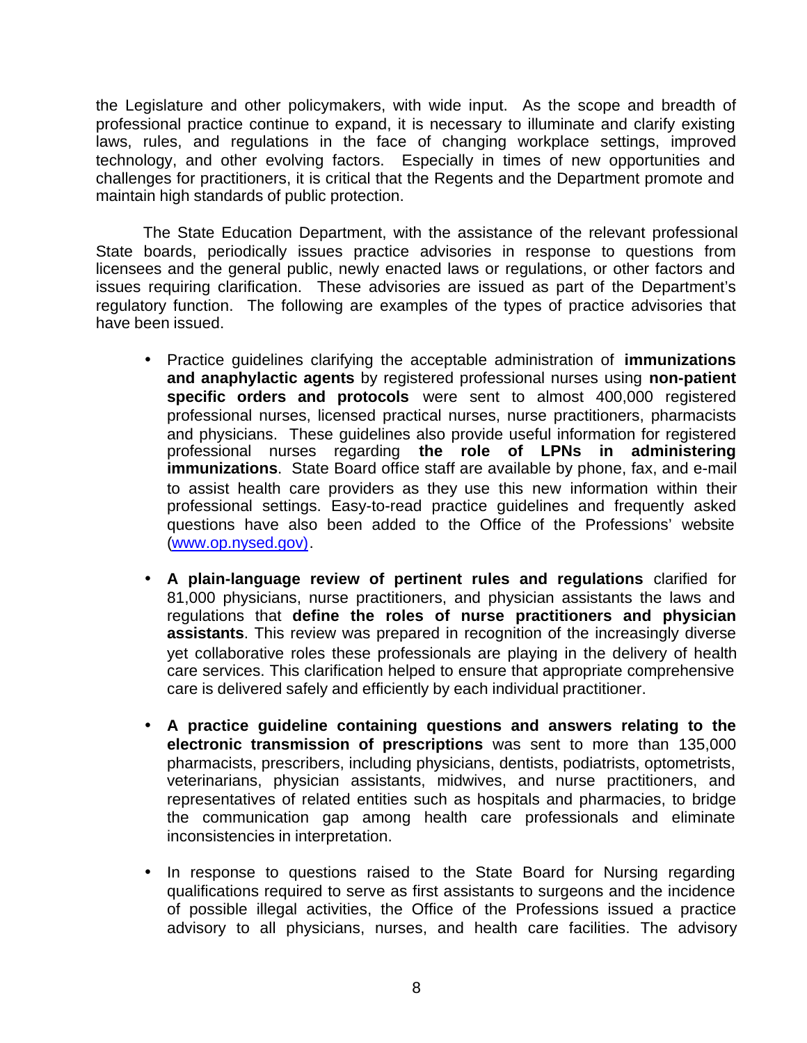the Legislature and other policymakers, with wide input. As the scope and breadth of professional practice continue to expand, it is necessary to illuminate and clarify existing laws, rules, and regulations in the face of changing workplace settings, improved technology, and other evolving factors. Especially in times of new opportunities and challenges for practitioners, it is critical that the Regents and the Department promote and maintain high standards of public protection.

The State Education Department, with the assistance of the relevant professional State boards, periodically issues practice advisories in response to questions from licensees and the general public, newly enacted laws or regulations, or other factors and issues requiring clarification. These advisories are issued as part of the Department's regulatory function. The following are examples of the types of practice advisories that have been issued.

- Practice guidelines clarifying the acceptable administration of **immunizations and anaphylactic agents** by registered professional nurses using **non-patient specific orders and protocols** were sent to almost 400,000 registered professional nurses, licensed practical nurses, nurse practitioners, pharmacists and physicians. These guidelines also provide useful information for registered professional nurses regarding **the role of LPNs in administering immunizations**. State Board office staff are available by phone, fax, and e-mail to assist health care providers as they use this new information within their professional settings. Easy-to-read practice guidelines and frequently asked questions have also been added to the Office of the Professions' website (www.op.nysed.gov).

- **A plain-language review of pertinent rules and regulations** clarified for 81,000 physicians, nurse practitioners, and physician assistants the laws and regulations that **define the roles of nurse practitioners and physician assistants**. This review was prepared in recognition of the increasingly diverse yet collaborative roles these professionals are playing in the delivery of health care services. This clarification helped to ensure that appropriate comprehensive care is delivered safely and efficiently by each individual practitioner.

- **A practice guideline containing questions and answers relating to the electronic transmission of prescriptions** was sent to more than 135,000 pharmacists, prescribers, including physicians, dentists, podiatrists, optometrists, veterinarians, physician assistants, midwives, and nurse practitioners, and representatives of related entities such as hospitals and pharmacies, to bridge the communication gap among health care professionals and eliminate inconsistencies in interpretation.

- In response to questions raised to the State Board for Nursing regarding qualifications required to serve as first assistants to surgeons and the incidence of possible illegal activities, the Office of the Professions issued a practice advisory to all physicians, nurses, and health care facilities. The advisory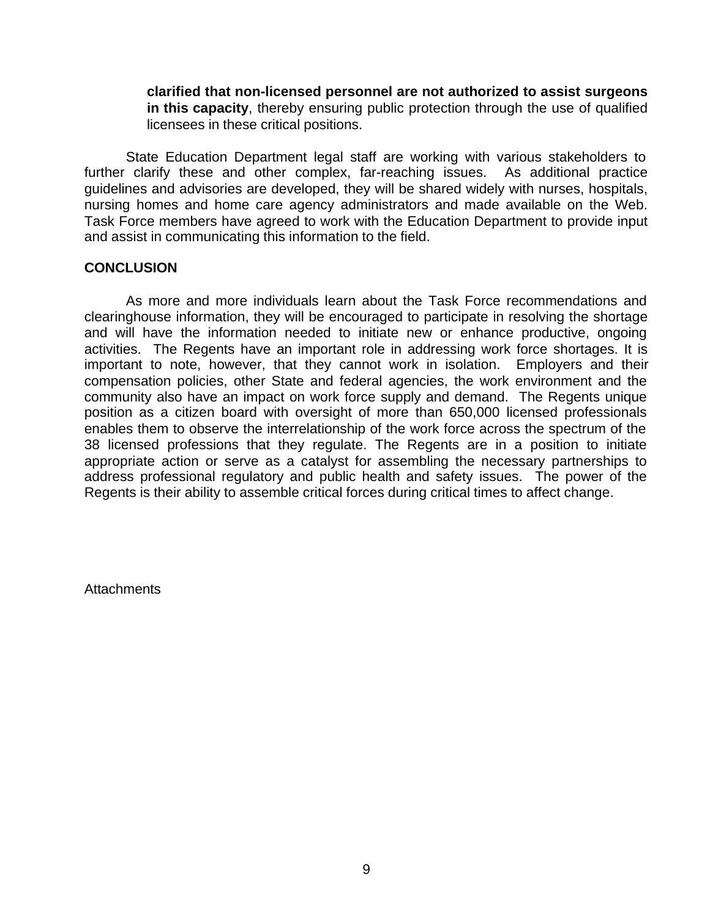**clarified that non-licensed personnel are not authorized to assist surgeons in this capacity**, thereby ensuring public protection through the use of qualified licensees in these critical positions.

State Education Department legal staff are working with various stakeholders to further clarify these and other complex, far-reaching issues. As additional practice guidelines and advisories are developed, they will be shared widely with nurses, hospitals, nursing homes and home care agency administrators and made available on the Web. Task Force members have agreed to work with the Education Department to provide input and assist in communicating this information to the field.

## CONCLUSION

As more and more individuals learn about the Task Force recommendations and clearinghouse information, they will be encouraged to participate in resolving the shortage and will have the information needed to initiate new or enhance productive, ongoing activities. The Regents have an important role in addressing work force shortages. It is important to note, however, that they cannot work in isolation. Employers and their compensation policies, other State and federal agencies, the work environment and the community also have an impact on work force supply and demand. The Regents unique position as a citizen board with oversight of more than 650,000 licensed professionals enables them to observe the interrelationship of the work force across the spectrum of the 38 licensed professions that they regulate. The Regents are in a position to initiate appropriate action or serve as a catalyst for assembling the necessary partnerships to address professional regulatory and public health and safety issues. The power of the Regents is their ability to assemble critical forces during critical times to affect change.

Attachments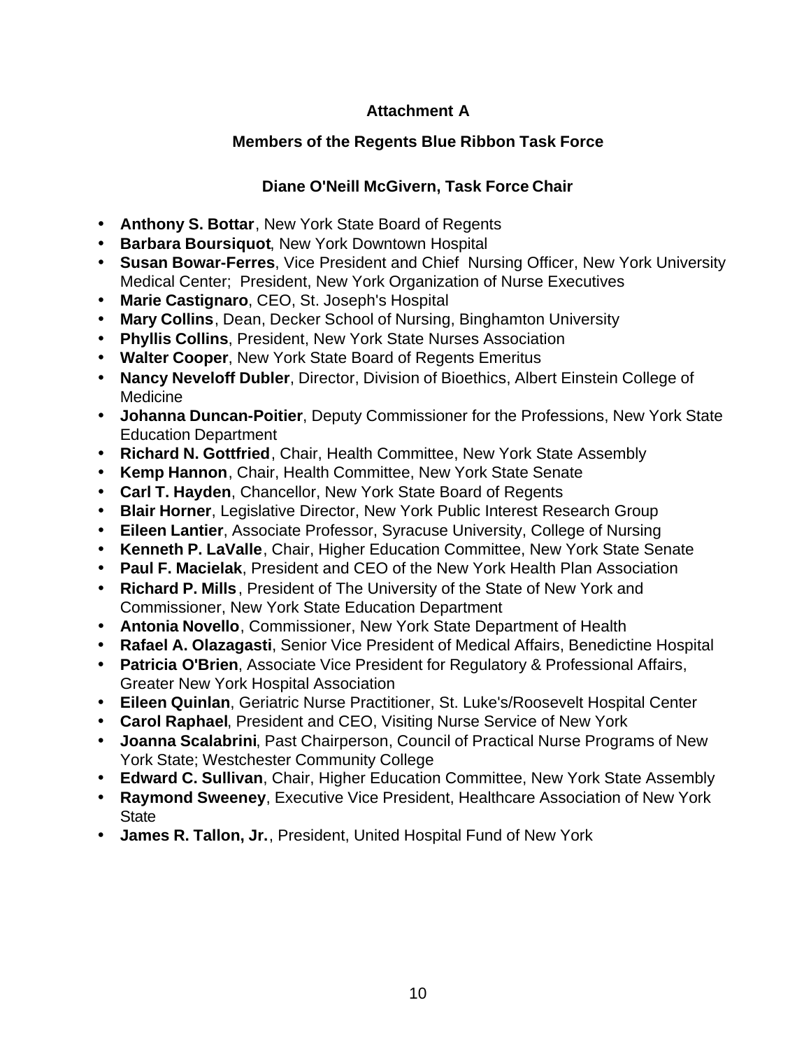## Attachment A

## Members of the Regents Blue Ribbon Task Force

### Diane O'Neill McGivern, Task Force Chair

- **Anthony S. Bottar**, New York State Board of Regents
- **Barbara Boursiquot**, New York Downtown Hospital
- **Susan Bowar-Ferres**, Vice President and Chief Nursing Officer, New York University Medical Center; President, New York Organization of Nurse Executives
- **Marie Castignaro**, CEO, St. Joseph's Hospital
- **Mary Collins**, Dean, Decker School of Nursing, Binghamton University
- **Phyllis Collins**, President, New York State Nurses Association
- **Walter Cooper**, New York State Board of Regents Emeritus
- **Nancy Neveloff Dubler**, Director, Division of Bioethics, Albert Einstein College of Medicine
- **Johanna Duncan-Poitier**, Deputy Commissioner for the Professions, New York State Education Department
- **Richard N. Gottfried**, Chair, Health Committee, New York State Assembly
- **Kemp Hannon**, Chair, Health Committee, New York State Senate
- **Carl T. Hayden**, Chancellor, New York State Board of Regents
- **Blair Horner**, Legislative Director, New York Public Interest Research Group
- **Eileen Lantier**, Associate Professor, Syracuse University, College of Nursing
- **Kenneth P. LaValle**, Chair, Higher Education Committee, New York State Senate
- **Paul F. Macielak**, President and CEO of the New York Health Plan Association
- **Richard P. Mills**, President of The University of the State of New York and Commissioner, New York State Education Department
- **Antonia Novello**, Commissioner, New York State Department of Health
- **Rafael A. Olazagasti**, Senior Vice President of Medical Affairs, Benedictine Hospital
- **Patricia O'Brien**, Associate Vice President for Regulatory & Professional Affairs, Greater New York Hospital Association
- **Eileen Quinlan**, Geriatric Nurse Practitioner, St. Luke's/Roosevelt Hospital Center
- **Carol Raphael**, President and CEO, Visiting Nurse Service of New York
- **Joanna Scalabrini**, Past Chairperson, Council of Practical Nurse Programs of New York State; Westchester Community College
- **Edward C. Sullivan**, Chair, Higher Education Committee, New York State Assembly
- **Raymond Sweeney**, Executive Vice President, Healthcare Association of New York State
- **James R. Tallon, Jr.**, President, United Hospital Fund of New York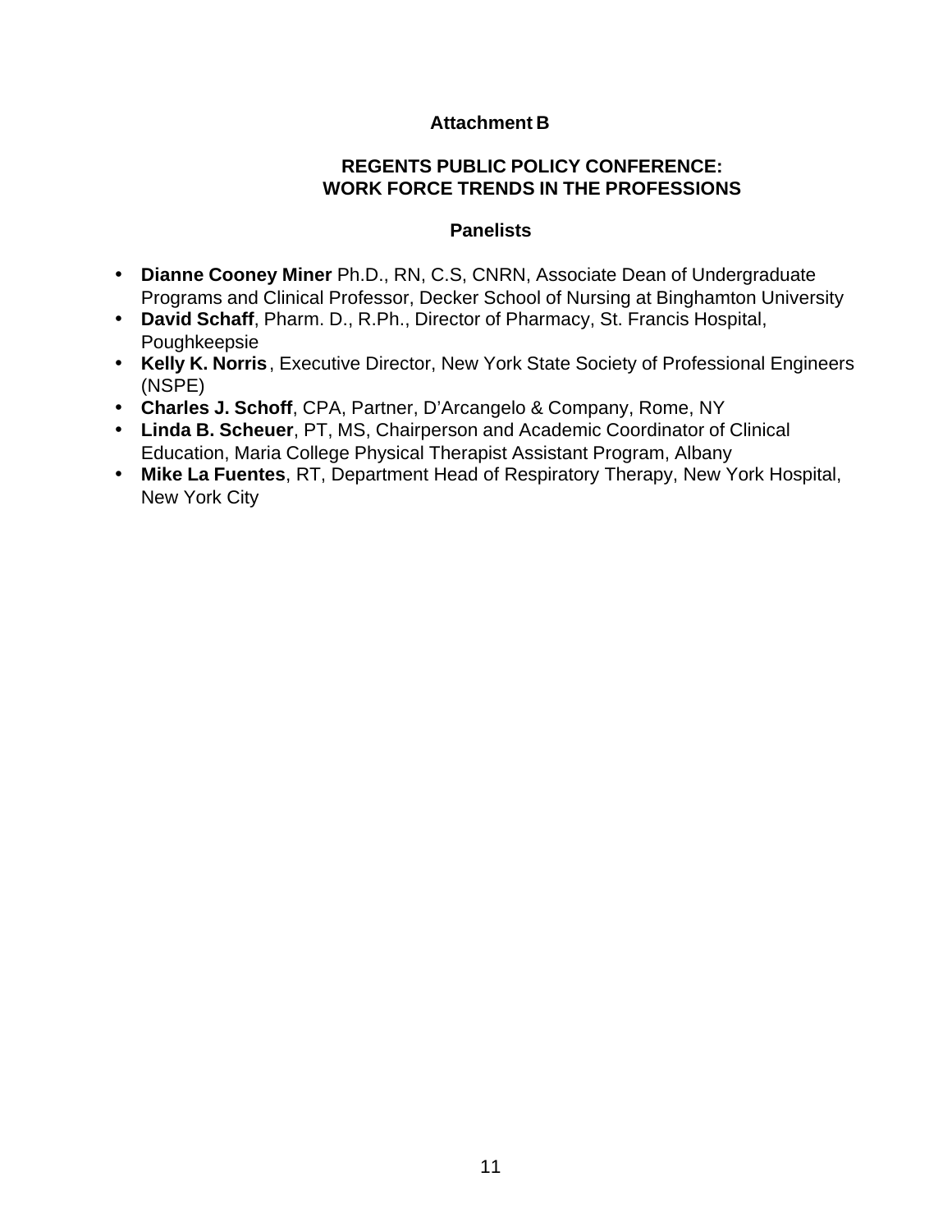**Attachment B**

## REGENTS PUBLIC POLICY CONFERENCE: WORK FORCE TRENDS IN THE PROFESSIONS

### Panelists

- **Dianne Cooney Miner** Ph.D., RN, C.S, CNRN, Associate Dean of Undergraduate Programs and Clinical Professor, Decker School of Nursing at Binghamton University
- **David Schaff**, Pharm. D., R.Ph., Director of Pharmacy, St. Francis Hospital, Poughkeepsie
- **Kelly K. Norris**, Executive Director, New York State Society of Professional Engineers (NSPE)
- **Charles J. Schoff**, CPA, Partner, D'Arcangelo & Company, Rome, NY
- **Linda B. Scheuer**, PT, MS, Chairperson and Academic Coordinator of Clinical Education, Maria College Physical Therapist Assistant Program, Albany
- **Mike La Fuentes**, RT, Department Head of Respiratory Therapy, New York Hospital, New York City